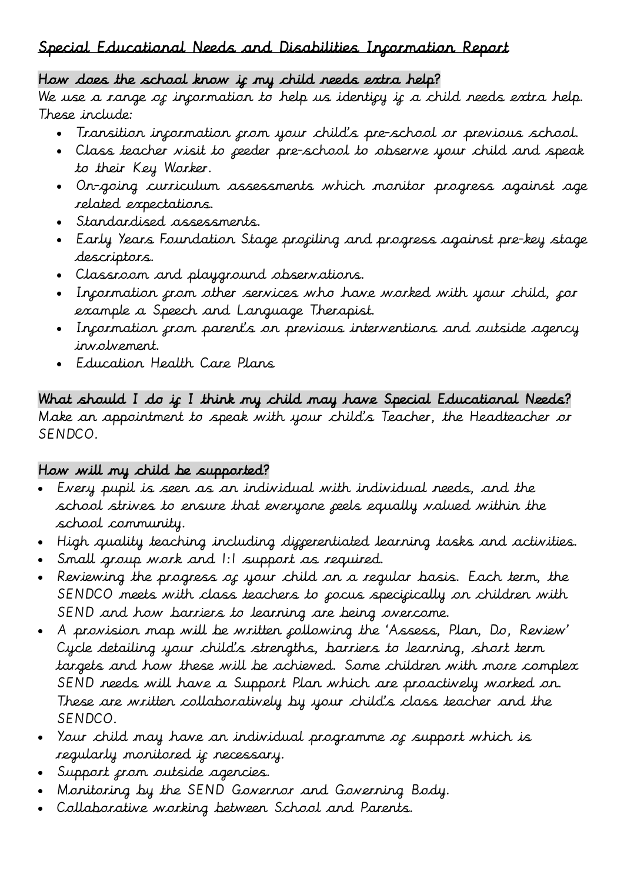# Special Educational Needs and Disabilities Information Report

## How does the school know if my child needs extra help?

We use a range of information to help us identify if a child needs extra help. These include:

- Transition information from your child's pre-school or previous school.
- Class teacher visit to feeder pre-school to observe your child and speak to their Key Worker.
- On-going curriculum assessments which monitor progress against age related expectations.
- Standardised assessments.
- Early Years Foundation Stage profiling and progress against pre-key stage descriptors.
- Classroom and playground observations.
- Information from other services who have worked with your child, for example a Speech and Language Therapist.
- Information from parent's on previous interventions and outside agency involvement.
- Education Health Care Plans

## What should I do if I think my child may have Special Educational Needs?

Make an appointment to speak with your child's Teacher, the Headteacher or SENDCO.

## How will my child be supported?

- Every pupil is seen as an individual with individual needs, and the school strives to ensure that everyone feels equally valued within the school community.
- High quality teaching including differentiated learning tasks and activities.
- Small group work and 1:1 support as required.
- Reviewing the progress of your child on a regular basis. Each term, the SENDCO meets with class teachers to focus specifically on children with SEND and how barriers to learning are being overcome.
- A provision map will be written following the 'Assess, Plan, Do, Review' Cycle detailing your child's strengths, barriers to learning, short term targets and how these will be achieved. Some children with more complex SEND needs will have a Support Plan which are proactively worked on. These are written collaboratively by your child's class teacher and the SENDCO.
- Your child may have an individual programme of support which is regularly monitored if necessary.
- Support from outside agencies.
- Monitoring by the SEND Governor and Governing Body.
- Collaborative working between School and Parents.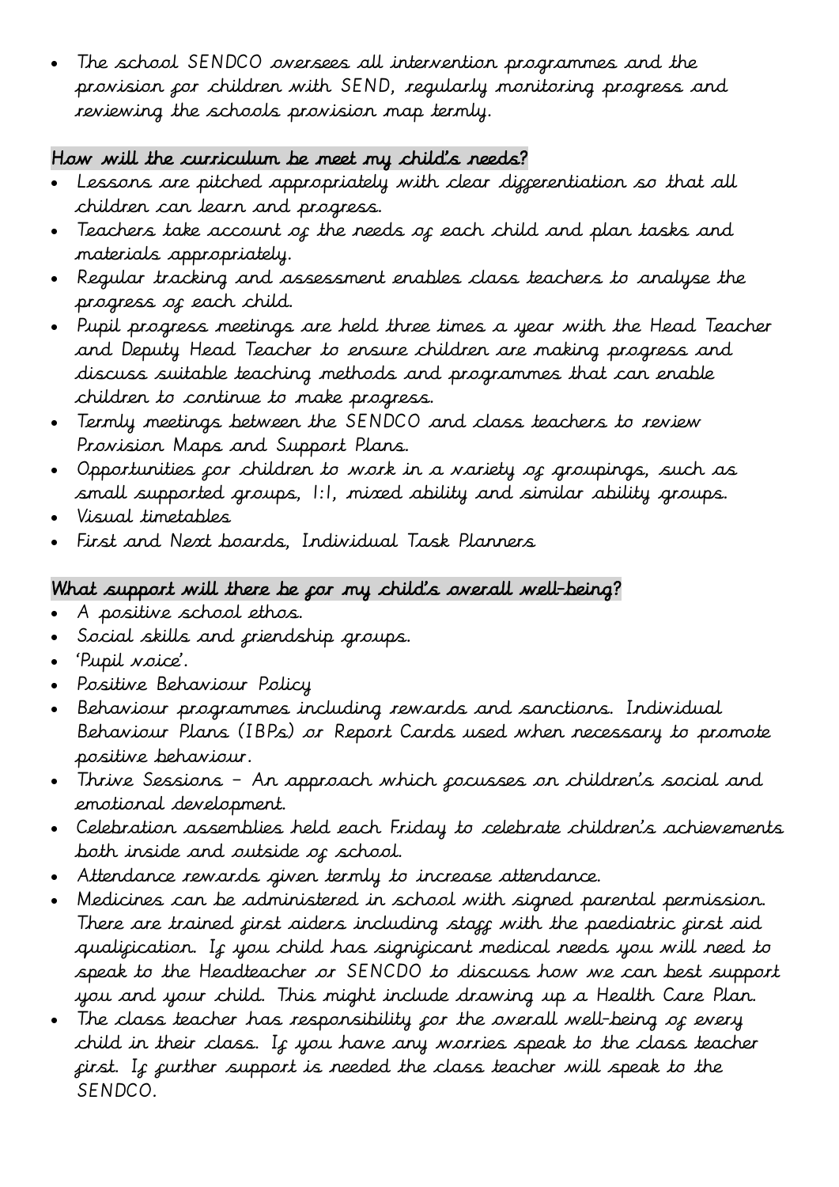- The school SENDCO oversees all intervention programmes and the provision for children with SEND, regularly monitoring progress and reviewing the schools provision map termly.

## How will the curriculum be meet my child's needs?

- Lessons are pitched appropriately with clear differentiation so that all children can learn and progress.
- Teachers take account of the needs of each child and plan tasks and materials appropriately.
- Regular tracking and assessment enables class teachers to analyse the progress of each child.
- Pupil progress meetings are held three times a year with the Head Teacher and Deputy Head Teacher to ensure children are making progress and discuss suitable teaching methods and programmes that can enable children to continue to make progress.
- Termly meetings between the SENDCO and class teachers to review Provision Maps and Support Plans.
- Opportunities for children to work in a variety of groupings, such as small supported groups, 1:1, mixed ability and similar ability groups.
- Visual timetables
- First and Next boards, Individual Task Planners

## What support will there be for my child's overall well-being?

- A positive school ethos.
- Social skills and friendship groups.
- 'Pupil voice'.
- Positive Behaviour Policy
- Behaviour programmes including rewards and sanctions. Individual Behaviour Plans (IBPs) or Report Cards used when necessary to promote positive behaviour.
- Thrive Sessions – An approach which focusses on children's social and emotional development.
- Celebration assemblies held each Friday to celebrate children's achievements both inside and outside of school.
- Attendance rewards given termly to increase attendance.
- Medicines can be administered in school with signed parental permission. There are trained first aiders including staff with the paediatric first aid qualification. If you child has significant medical needs you will need to speak to the Headteacher or SENCDO to discuss how we can best support you and your child. This might include drawing up a Health Care Plan.
- The class teacher has responsibility for the overall well-being of every child in their class. If you have any worries speak to the class teacher first. If further support is needed the class teacher will speak to the SENDCO.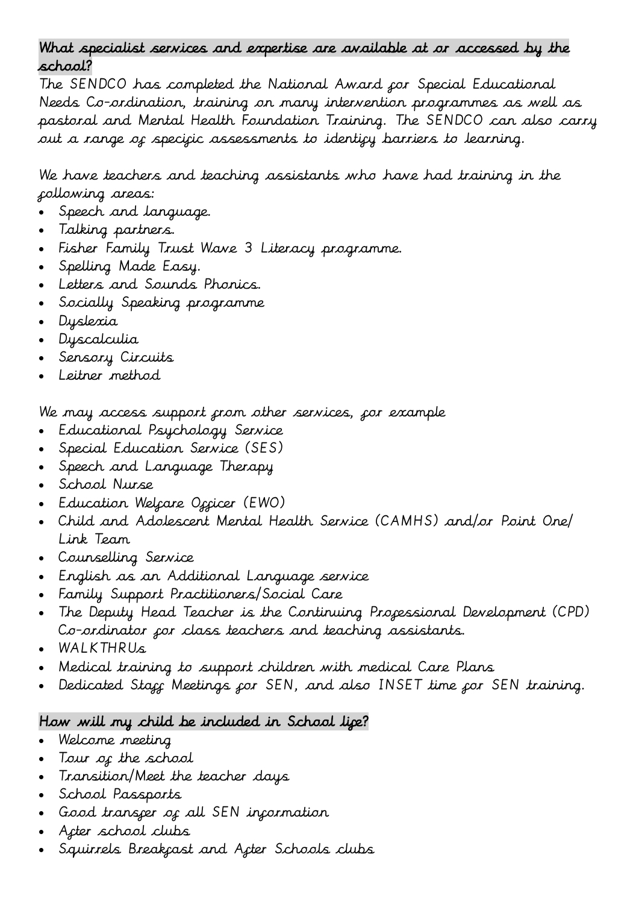## What specialist services and expertise are available at or accessed by the school?

The SENDCO has completed the National Award for Special Educational Needs Co-ordination, training on many intervention programmes as well as pastoral and Mental Health Foundation Training. The SENDCO can also carry out a range of specific assessments to identify barriers to learning.

We have teachers and teaching assistants who have had training in the following areas:

- Speech and language.
- Talking partners.
- Fisher Family Trust Wave 3 Literacy programme.
- Spelling Made Easy.
- Letters and Sounds Phonics.
- Socially Speaking programme
- Dyslexia
- Dyscalculia
- Sensory Circuits
- Leitner method

We may access support from other services, for example

- Educational Psychology Service
- Special Education Service (SES)
- Speech and Language Therapy
- School Nurse
- Education Welfare Officer (EWO)
- Child and Adolescent Mental Health Service (CAMHS) and/or Point One/ Link Team
- Counselling Service
- English as an Additional Language service
- Family Support Practitioners/Social Care
- The Deputy Head Teacher is the Continuing Professional Development (CPD) Co-ordinator for class teachers and teaching assistants.
- WALKTHRUs
- Medical training to support children with medical Care Plans
- Dedicated Staff Meetings for SEN, and also INSET time for SEN training.

## How will my child be included in School life?

- Welcome meeting
- Tour of the school
- Transition/Meet the teacher days
- School Passports
- Good transfer of all SEN information
- After school clubs
- Squirrels Breakfast and After Schools clubs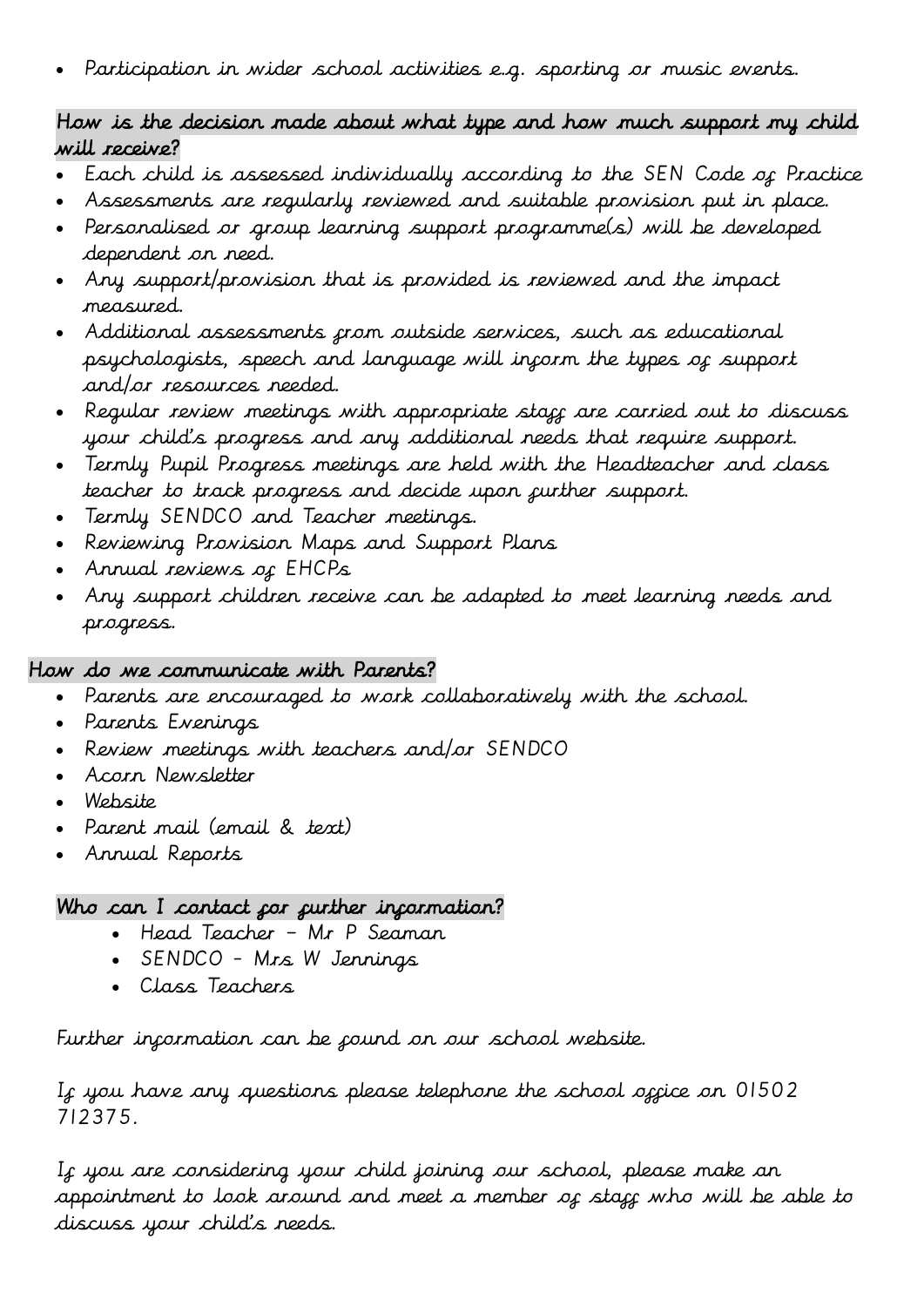- Participation in wider school activities e.g. sporting or music events.

## How is the decision made about what type and how much support my child will receive?

- Each child is assessed individually according to the SEN Code of Practice
- Assessments are regularly reviewed and suitable provision put in place.
- Personalised or group learning support programme(s) will be developed dependent on need.
- Any support/provision that is provided is reviewed and the impact measured.
- Additional assessments from outside services, such as educational psychologists, speech and language will inform the types of support and/or resources needed.
- Regular review meetings with appropriate staff are carried out to discuss your child's progress and any additional needs that require support.
- Termly Pupil Progress meetings are held with the Headteacher and class teacher to track progress and decide upon further support.
- Termly SENDCO and Teacher meetings.
- Reviewing Provision Maps and Support Plans
- Annual reviews of EHCPs
- Any support children receive can be adapted to meet learning needs and progress.

## How do we communicate with Parents?

- Parents are encouraged to work collaboratively with the school.
- Parents Evenings
- Review meetings with teachers and/or SENDCO
- Acorn Newsletter
- Website
- Parent mail (email & text)
- Annual Reports

## Who can I contact for further information?

- Head Teacher – Mr P Seaman
- SENDCO - Mrs W Jennings
- Class Teachers

Further information can be found on our school website.

If you have any questions please telephone the school office on 01502 712375.

If you are considering your child joining our school, please make an appointment to look around and meet a member of staff who will be able to discuss your child's needs.